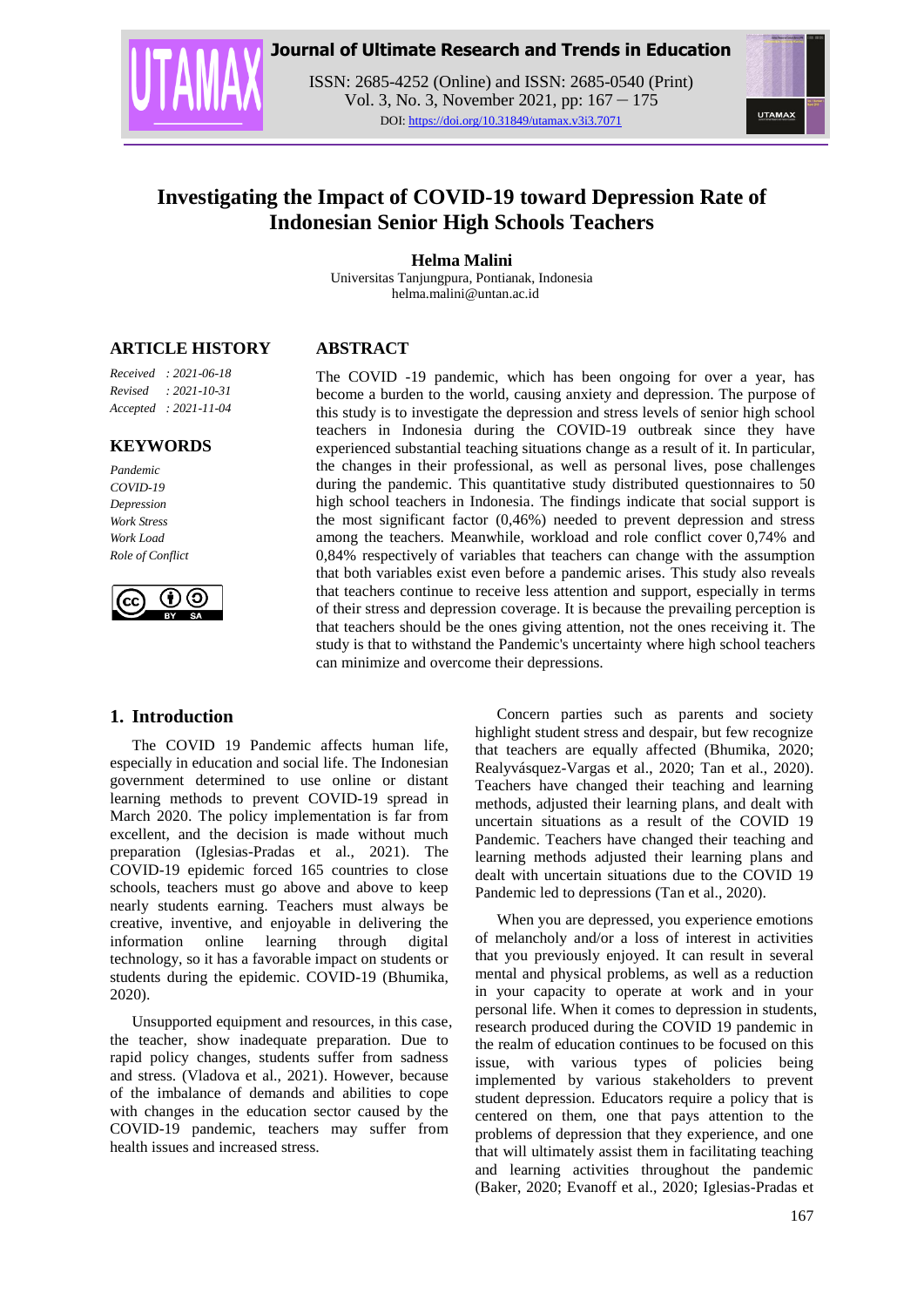# Investigating the Impact of COVID-19 toward Depression Rate of Indonesian Senior High Schools Teachers

**Helma Malini**

Universitas Tanjungpura, Pontianak, Indonesia
helma.malini@untan.ac.id

## ARTICLE HISTORY

*Received : 2021-06-18*
*Revised : 2021-10-31*
*Accepted : 2021-11-04*

## KEYWORDS

*Pandemic*
*COVID-19*
*Depression*
*Work Stress*
*Work Load*
*Role of Conflict*

## ABSTRACT

The COVID -19 pandemic, which has been ongoing for over a year, has become a burden to the world, causing anxiety and depression. The purpose of this study is to investigate the depression and stress levels of senior high school teachers in Indonesia during the COVID-19 outbreak since they have experienced substantial teaching situations change as a result of it. In particular, the changes in their professional, as well as personal lives, pose challenges during the pandemic. This quantitative study distributed questionnaires to 50 high school teachers in Indonesia. The findings indicate that social support is the most significant factor (0,46%) needed to prevent depression and stress among the teachers. Meanwhile, workload and role conflict cover 0,74% and 0,84% respectively of variables that teachers can change with the assumption that both variables exist even before a pandemic arises. This study also reveals that teachers continue to receive less attention and support, especially in terms of their stress and depression coverage. It is because the prevailing perception is that teachers should be the ones giving attention, not the ones receiving it. The study is that to withstand the Pandemic's uncertainty where high school teachers can minimize and overcome their depressions.

## 1. Introduction

The COVID 19 Pandemic affects human life, especially in education and social life. The Indonesian government determined to use online or distant learning methods to prevent COVID-19 spread in March 2020. The policy implementation is far from excellent, and the decision is made without much preparation (Iglesias-Pradas et al., 2021). The COVID-19 epidemic forced 165 countries to close schools, teachers must go above and above to keep nearly students earning. Teachers must always be creative, inventive, and enjoyable in delivering the information online learning through digital technology, so it has a favorable impact on students or students during the epidemic. COVID-19 (Bhumika, 2020).

Unsupported equipment and resources, in this case, the teacher, show inadequate preparation. Due to rapid policy changes, students suffer from sadness and stress. (Vladova et al., 2021). However, because of the imbalance of demands and abilities to cope with changes in the education sector caused by the COVID-19 pandemic, teachers may suffer from health issues and increased stress.

Concern parties such as parents and society highlight student stress and despair, but few recognize that teachers are equally affected (Bhumika, 2020; Realyvásquez-Vargas et al., 2020; Tan et al., 2020). Teachers have changed their teaching and learning methods, adjusted their learning plans, and dealt with uncertain situations as a result of the COVID 19 Pandemic. Teachers have changed their teaching and learning methods adjusted their learning plans and dealt with uncertain situations due to the COVID 19 Pandemic led to depressions (Tan et al., 2020).

When you are depressed, you experience emotions of melancholy and/or a loss of interest in activities that you previously enjoyed. It can result in several mental and physical problems, as well as a reduction in your capacity to operate at work and in your personal life. When it comes to depression in students, research produced during the COVID 19 pandemic in the realm of education continues to be focused on this issue, with various types of policies being implemented by various stakeholders to prevent student depression. Educators require a policy that is centered on them, one that pays attention to the problems of depression that they experience, and one that will ultimately assist them in facilitating teaching and learning activities throughout the pandemic (Baker, 2020; Evanoff et al., 2020; Iglesias-Pradas et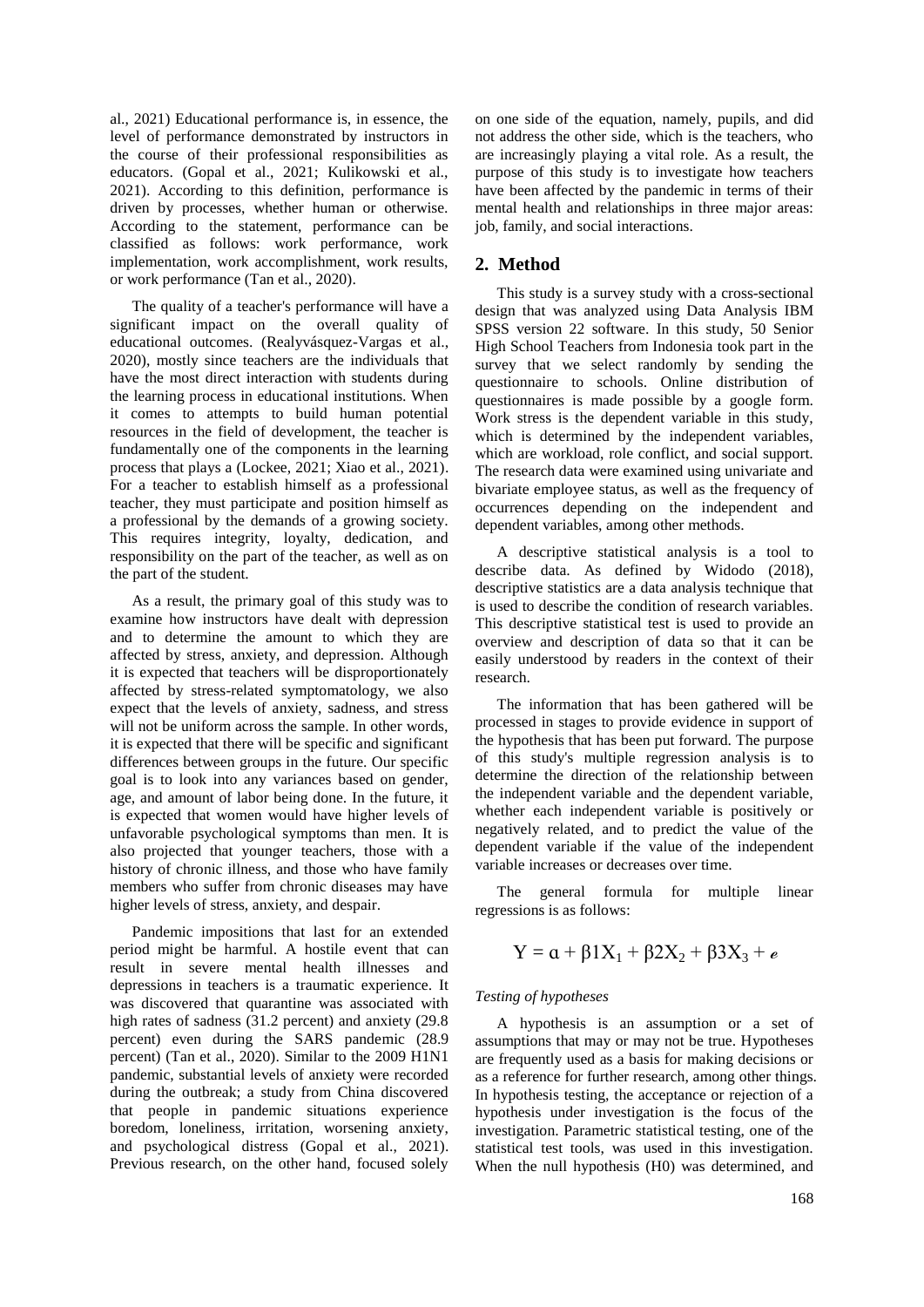al., 2021) Educational performance is, in essence, the level of performance demonstrated by instructors in the course of their professional responsibilities as educators. (Gopal et al., 2021; Kulikowski et al., 2021). According to this definition, performance is driven by processes, whether human or otherwise. According to the statement, performance can be classified as follows: work performance, work implementation, work accomplishment, work results, or work performance (Tan et al., 2020).

The quality of a teacher's performance will have a significant impact on the overall quality of educational outcomes. (Realyvásquez-Vargas et al., 2020), mostly since teachers are the individuals that have the most direct interaction with students during the learning process in educational institutions. When it comes to attempts to build human potential resources in the field of development, the teacher is fundamentally one of the components in the learning process that plays a (Lockee, 2021; Xiao et al., 2021). For a teacher to establish himself as a professional teacher, they must participate and position himself as a professional by the demands of a growing society. This requires integrity, loyalty, dedication, and responsibility on the part of the teacher, as well as on the part of the student.

As a result, the primary goal of this study was to examine how instructors have dealt with depression and to determine the amount to which they are affected by stress, anxiety, and depression. Although it is expected that teachers will be disproportionately affected by stress-related symptomatology, we also expect that the levels of anxiety, sadness, and stress will not be uniform across the sample. In other words, it is expected that there will be specific and significant differences between groups in the future. Our specific goal is to look into any variances based on gender, age, and amount of labor being done. In the future, it is expected that women would have higher levels of unfavorable psychological symptoms than men. It is also projected that younger teachers, those with a history of chronic illness, and those who have family members who suffer from chronic diseases may have higher levels of stress, anxiety, and despair.

Pandemic impositions that last for an extended period might be harmful. A hostile event that can result in severe mental health illnesses and depressions in teachers is a traumatic experience. It was discovered that quarantine was associated with high rates of sadness (31.2 percent) and anxiety (29.8 percent) even during the SARS pandemic (28.9 percent) (Tan et al., 2020). Similar to the 2009 H1N1 pandemic, substantial levels of anxiety were recorded during the outbreak; a study from China discovered that people in pandemic situations experience boredom, loneliness, irritation, worsening anxiety, and psychological distress (Gopal et al., 2021). Previous research, on the other hand, focused solely on one side of the equation, namely, pupils, and did not address the other side, which is the teachers, who are increasingly playing a vital role. As a result, the purpose of this study is to investigate how teachers have been affected by the pandemic in terms of their mental health and relationships in three major areas: job, family, and social interactions.

## 2. Method

This study is a survey study with a cross-sectional design that was analyzed using Data Analysis IBM SPSS version 22 software. In this study, 50 Senior High School Teachers from Indonesia took part in the survey that we select randomly by sending the questionnaire to schools. Online distribution of questionnaires is made possible by a google form. Work stress is the dependent variable in this study, which is determined by the independent variables, which are workload, role conflict, and social support. The research data were examined using univariate and bivariate employee status, as well as the frequency of occurrences depending on the independent and dependent variables, among other methods.

A descriptive statistical analysis is a tool to describe data. As defined by Widodo (2018), descriptive statistics are a data analysis technique that is used to describe the condition of research variables. This descriptive statistical test is used to provide an overview and description of data so that it can be easily understood by readers in the context of their research.

The information that has been gathered will be processed in stages to provide evidence in support of the hypothesis that has been put forward. The purpose of this study's multiple regression analysis is to determine the direction of the relationship between the independent variable and the dependent variable, whether each independent variable is positively or negatively related, and to predict the value of the dependent variable if the value of the independent variable increases or decreases over time.

The general formula for multiple linear regressions is as follows:

$$Y = \alpha + \beta 1X_1 + \beta 2X_2 + \beta 3X_3 + e$$

*Testing of hypotheses*

A hypothesis is an assumption or a set of assumptions that may or may not be true. Hypotheses are frequently used as a basis for making decisions or as a reference for further research, among other things. In hypothesis testing, the acceptance or rejection of a hypothesis under investigation is the focus of the investigation. Parametric statistical testing, one of the statistical test tools, was used in this investigation. When the null hypothesis (H0) was determined, and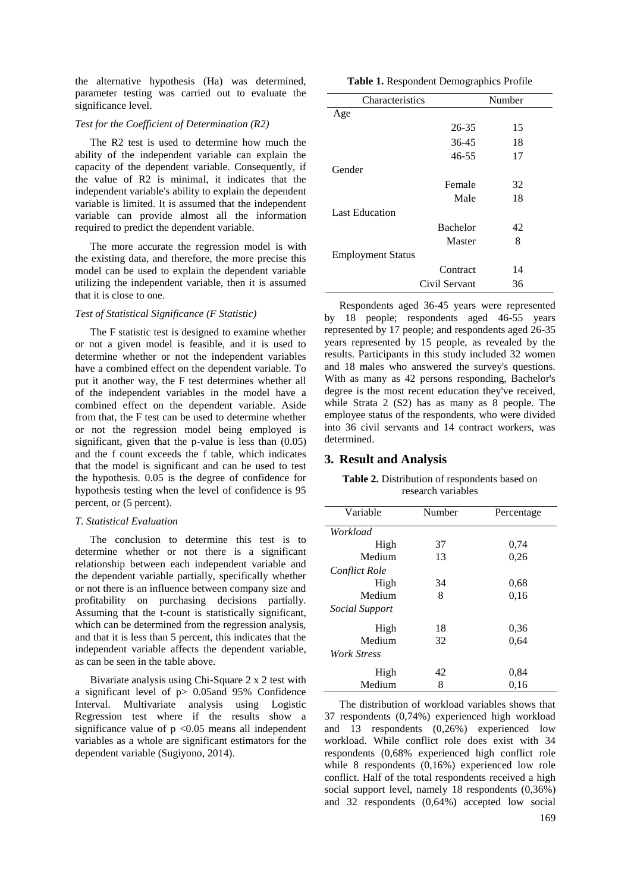the alternative hypothesis (Ha) was determined, parameter testing was carried out to evaluate the significance level.

*Test for the Coefficient of Determination (R2)*

The R2 test is used to determine how much the ability of the independent variable can explain the capacity of the dependent variable. Consequently, if the value of R2 is minimal, it indicates that the independent variable's ability to explain the dependent variable is limited. It is assumed that the independent variable can provide almost all the information required to predict the dependent variable.

The more accurate the regression model is with the existing data, and therefore, the more precise this model can be used to explain the dependent variable utilizing the independent variable, then it is assumed that it is close to one.

*Test of Statistical Significance (F Statistic)*

The F statistic test is designed to examine whether or not a given model is feasible, and it is used to determine whether or not the independent variables have a combined effect on the dependent variable. To put it another way, the F test determines whether all of the independent variables in the model have a combined effect on the dependent variable. Aside from that, the F test can be used to determine whether or not the regression model being employed is significant, given that the p-value is less than (0.05) and the f count exceeds the f table, which indicates that the model is significant and can be used to test the hypothesis. 0.05 is the degree of confidence for hypothesis testing when the level of confidence is 95 percent, or (5 percent).

*T. Statistical Evaluation*

The conclusion to determine this test is to determine whether or not there is a significant relationship between each independent variable and the dependent variable partially, specifically whether or not there is an influence between company size and profitability on purchasing decisions partially. Assuming that the t-count is statistically significant, which can be determined from the regression analysis, and that it is less than 5 percent, this indicates that the independent variable affects the dependent variable, as can be seen in the table above.

Bivariate analysis using Chi-Square 2 x 2 test with a significant level of $p > 0.05$and 95% Confidence Interval. Multivariate analysis using Logistic Regression test where if the results show a significance value of $p < 0.05$ means all independent variables as a whole are significant estimators for the dependent variable (Sugiyono, 2014).

**Table 1.** Respondent Demographics Profile

| Characteristics | | Number |
|---|---|---|
| Age | | |
| | 26-35 | 15 |
| | 36-45 | 18 |
| | 46-55 | 17 |
| Gender | | |
| | Female | 32 |
| | Male | 18 |
| Last Education | | |
| | Bachelor | 42 |
| | Master | 8 |
| Employment Status | | |
| | Contract | 14 |
| | Civil Servant | 36 |

Respondents aged 36-45 years were represented by 18 people; respondents aged 46-55 years represented by 17 people; and respondents aged 26-35 years represented by 15 people, as revealed by the results. Participants in this study included 32 women and 18 males who answered the survey's questions. With as many as 42 persons responding, Bachelor's degree is the most recent education they've received, while Strata 2 (S2) has as many as 8 people. The employee status of the respondents, who were divided into 36 civil servants and 14 contract workers, was determined.

## 3. Result and Analysis

**Table 2.** Distribution of respondents based on research variables

| Variable | Number | Percentage |
|---|---|---|
| *Workload* | | |
| High | 37 | 0,74 |
| Medium | 13 | 0,26 |
| *Conflict Role* | | |
| High | 34 | 0,68 |
| Medium | 8 | 0,16 |
| *Social Support* | | |
| High | 18 | 0,36 |
| Medium | 32 | 0,64 |
| *Work Stress* | | |
| High | 42 | 0,84 |
| Medium | 8 | 0,16 |

The distribution of workload variables shows that 37 respondents (0,74%) experienced high workload and 13 respondents (0,26%) experienced low workload. While conflict role does exist with 34 respondents (0,68% experienced high conflict role while 8 respondents (0,16%) experienced low role conflict. Half of the total respondents received a high social support level, namely 18 respondents (0,36%) and 32 respondents (0,64%) accepted low social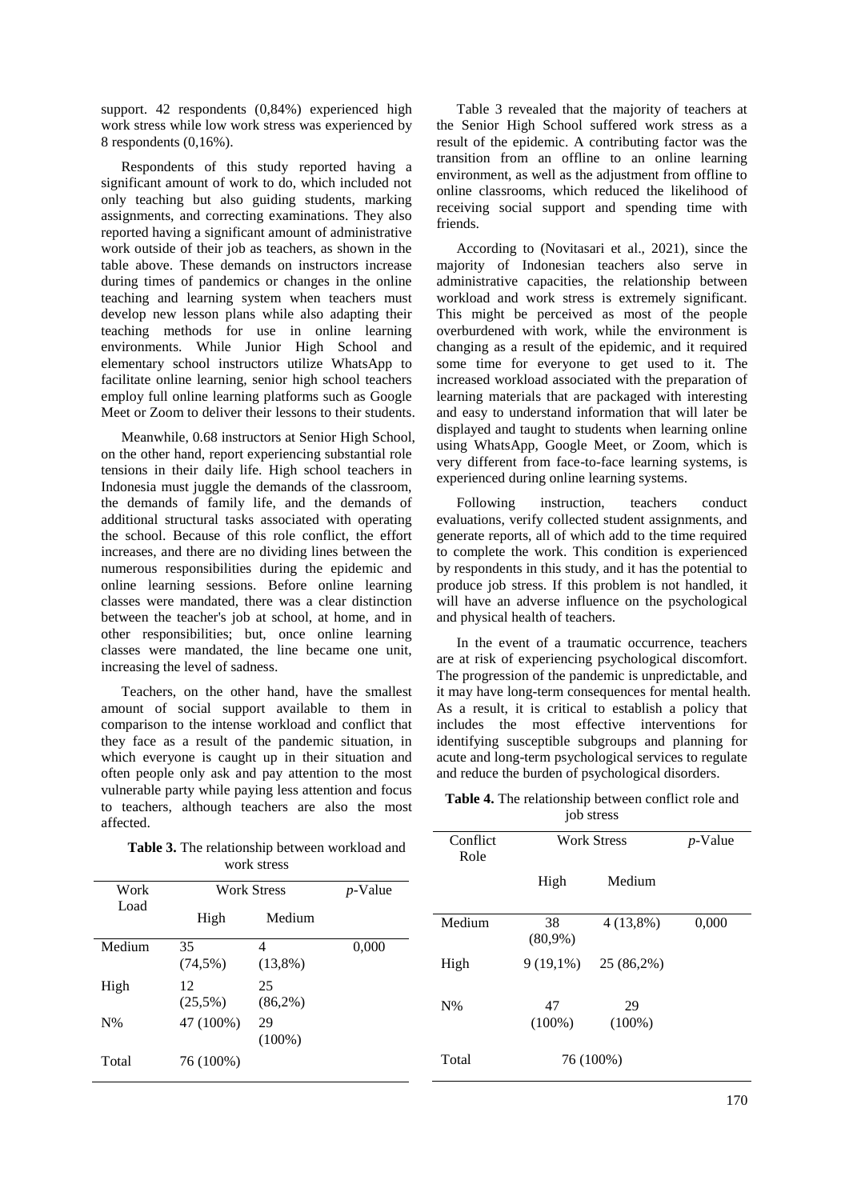support. 42 respondents (0,84%) experienced high work stress while low work stress was experienced by 8 respondents (0,16%).

Respondents of this study reported having a significant amount of work to do, which included not only teaching but also guiding students, marking assignments, and correcting examinations. They also reported having a significant amount of administrative work outside of their job as teachers, as shown in the table above. These demands on instructors increase during times of pandemics or changes in the online teaching and learning system when teachers must develop new lesson plans while also adapting their teaching methods for use in online learning environments. While Junior High School and elementary school instructors utilize WhatsApp to facilitate online learning, senior high school teachers employ full online learning platforms such as Google Meet or Zoom to deliver their lessons to their students.

Meanwhile, 0.68 instructors at Senior High School, on the other hand, report experiencing substantial role tensions in their daily life. High school teachers in Indonesia must juggle the demands of the classroom, the demands of family life, and the demands of additional structural tasks associated with operating the school. Because of this role conflict, the effort increases, and there are no dividing lines between the numerous responsibilities during the epidemic and online learning sessions. Before online learning classes were mandated, there was a clear distinction between the teacher's job at school, at home, and in other responsibilities; but, once online learning classes were mandated, the line became one unit, increasing the level of sadness.

Teachers, on the other hand, have the smallest amount of social support available to them in comparison to the intense workload and conflict that they face as a result of the pandemic situation, in which everyone is caught up in their situation and often people only ask and pay attention to the most vulnerable party while paying less attention and focus to teachers, although teachers are also the most affected.

**Table 3.** The relationship between workload and work stress

| Work Load | Work Stress | | *p*-Value |
|---|---|---|---|
| | High | Medium | |
| Medium | 35 (74,5%) | 4 (13,8%) | 0,000 |
| High | 12 (25,5%) | 25 (86,2%) | |
| N% | 47 (100%) | 29 (100%) | |
| Total | 76 (100%) | | |

Table 3 revealed that the majority of teachers at the Senior High School suffered work stress as a result of the epidemic. A contributing factor was the transition from an offline to an online learning environment, as well as the adjustment from offline to online classrooms, which reduced the likelihood of receiving social support and spending time with friends.

According to (Novitasari et al., 2021), since the majority of Indonesian teachers also serve in administrative capacities, the relationship between workload and work stress is extremely significant. This might be perceived as most of the people overburdened with work, while the environment is changing as a result of the epidemic, and it required some time for everyone to get used to it. The increased workload associated with the preparation of learning materials that are packaged with interesting and easy to understand information that will later be displayed and taught to students when learning online using WhatsApp, Google Meet, or Zoom, which is very different from face-to-face learning systems, is experienced during online learning systems.

Following instruction, teachers conduct evaluations, verify collected student assignments, and generate reports, all of which add to the time required to complete the work. This condition is experienced by respondents in this study, and it has the potential to produce job stress. If this problem is not handled, it will have an adverse influence on the psychological and physical health of teachers.

In the event of a traumatic occurrence, teachers are at risk of experiencing psychological discomfort. The progression of the pandemic is unpredictable, and it may have long-term consequences for mental health. As a result, it is critical to establish a policy that includes the most effective interventions for identifying susceptible subgroups and planning for acute and long-term psychological services to regulate and reduce the burden of psychological disorders.

**Table 4.** The relationship between conflict role and job stress

| Conflict Role | Work Stress | | *p*-Value |
|---|---|---|---|
| | High | Medium | |
| Medium | 38 (80,9%) | 4 (13,8%) | 0,000 |
| High | 9 (19,1%) | 25 (86,2%) | |
| N% | 47 (100%) | 29 (100%) | |
| Total | 76 (100%) | | |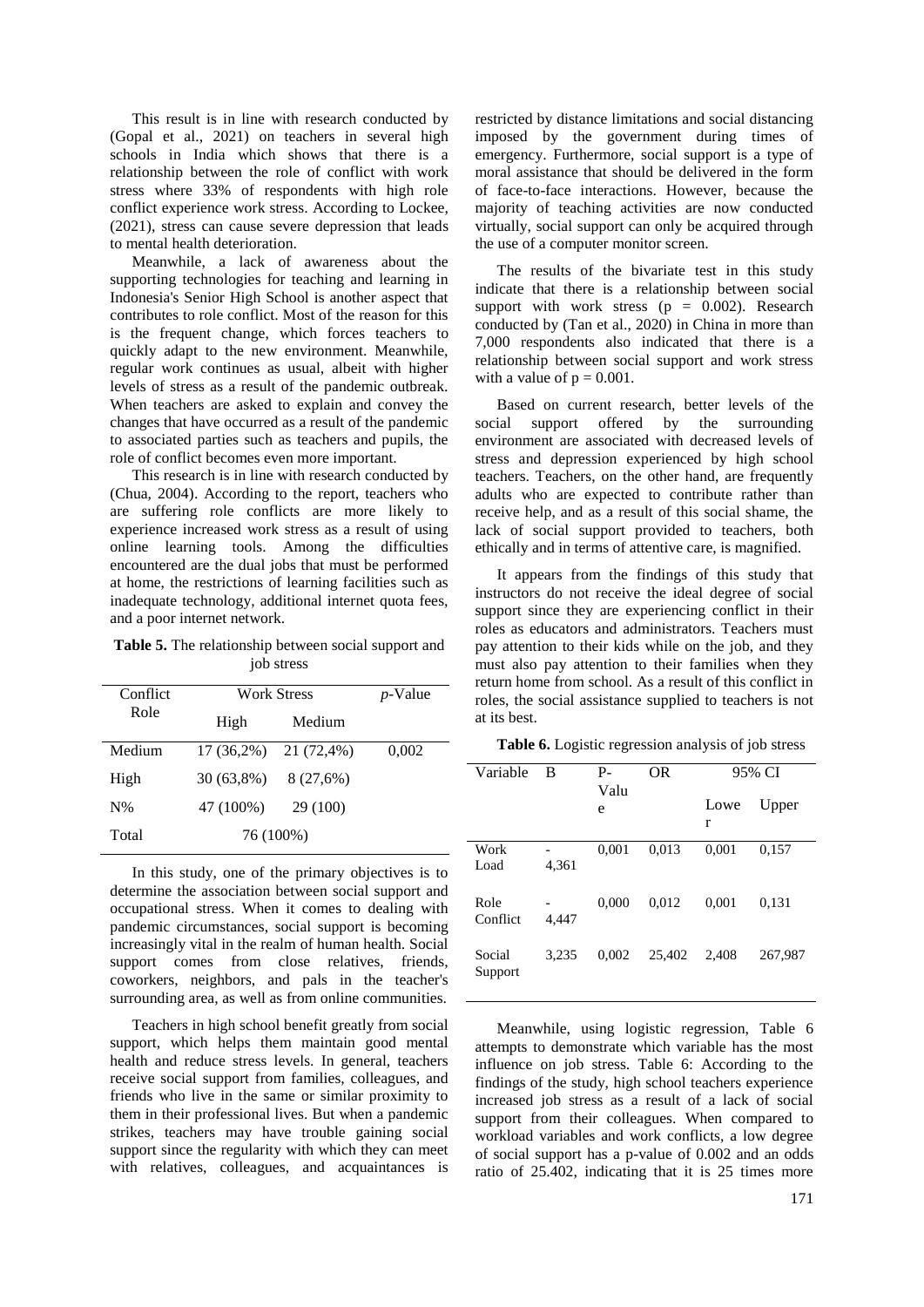This result is in line with research conducted by (Gopal et al., 2021) on teachers in several high schools in India which shows that there is a relationship between the role of conflict with work stress where 33% of respondents with high role conflict experience work stress. According to Lockee, (2021), stress can cause severe depression that leads to mental health deterioration.

Meanwhile, a lack of awareness about the supporting technologies for teaching and learning in Indonesia's Senior High School is another aspect that contributes to role conflict. Most of the reason for this is the frequent change, which forces teachers to quickly adapt to the new environment. Meanwhile, regular work continues as usual, albeit with higher levels of stress as a result of the pandemic outbreak. When teachers are asked to explain and convey the changes that have occurred as a result of the pandemic to associated parties such as teachers and pupils, the role of conflict becomes even more important.

This research is in line with research conducted by (Chua, 2004). According to the report, teachers who are suffering role conflicts are more likely to experience increased work stress as a result of using online learning tools. Among the difficulties encountered are the dual jobs that must be performed at home, the restrictions of learning facilities such as inadequate technology, additional internet quota fees, and a poor internet network.

**Table 5.** The relationship between social support and job stress

| Conflict Role | Work Stress | | *p*-Value |
|---|---|---|---|
| | High | Medium | |
| Medium | 17 (36,2%) | 21 (72,4%) | 0,002 |
| High | 30 (63,8%) | 8 (27,6%) | |
| N% | 47 (100%) | 29 (100) | |
| Total | 76 (100%) | | |

In this study, one of the primary objectives is to determine the association between social support and occupational stress. When it comes to dealing with pandemic circumstances, social support is becoming increasingly vital in the realm of human health. Social support comes from close relatives, friends, coworkers, neighbors, and pals in the teacher's surrounding area, as well as from online communities.

Teachers in high school benefit greatly from social support, which helps them maintain good mental health and reduce stress levels. In general, teachers receive social support from families, colleagues, and friends who live in the same or similar proximity to them in their professional lives. But when a pandemic strikes, teachers may have trouble gaining social support since the regularity with which they can meet with relatives, colleagues, and acquaintances is restricted by distance limitations and social distancing imposed by the government during times of emergency. Furthermore, social support is a type of moral assistance that should be delivered in the form of face-to-face interactions. However, because the majority of teaching activities are now conducted virtually, social support can only be acquired through the use of a computer monitor screen.

The results of the bivariate test in this study indicate that there is a relationship between social support with work stress ($p = 0.002$). Research conducted by (Tan et al., 2020) in China in more than 7,000 respondents also indicated that there is a relationship between social support and work stress with a value of $p = 0.001$.

Based on current research, better levels of the social support offered by the surrounding environment are associated with decreased levels of stress and depression experienced by high school teachers. Teachers, on the other hand, are frequently adults who are expected to contribute rather than receive help, and as a result of this social shame, the lack of social support provided to teachers, both ethically and in terms of attentive care, is magnified.

It appears from the findings of this study that instructors do not receive the ideal degree of social support since they are experiencing conflict in their roles as educators and administrators. Teachers must pay attention to their kids while on the job, and they must also pay attention to their families when they return home from school. As a result of this conflict in roles, the social assistance supplied to teachers is not at its best.

**Table 6.** Logistic regression analysis of job stress

| Variable | B | P-Value | OR | 95% CI | |
|---|---|---|---|---|---|
| | | | | Lower | Upper |
| Work Load | -4,361 | 0,001 | 0,013 | 0,001 | 0,157 |
| Role Conflict | -4,447 | 0,000 | 0,012 | 0,001 | 0,131 |
| Social Support | 3,235 | 0,002 | 25,402 | 2,408 | 267,987 |

Meanwhile, using logistic regression, Table 6 attempts to demonstrate which variable has the most influence on job stress. Table 6: According to the findings of the study, high school teachers experience increased job stress as a result of a lack of social support from their colleagues. When compared to workload variables and work conflicts, a low degree of social support has a p-value of 0.002 and an odds ratio of 25.402, indicating that it is 25 times more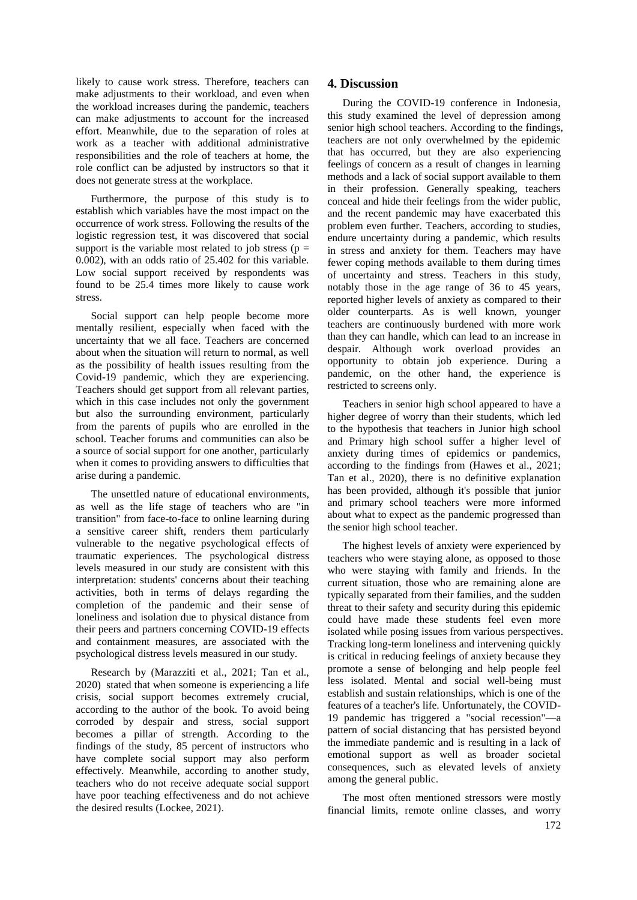likely to cause work stress. Therefore, teachers can make adjustments to their workload, and even when the workload increases during the pandemic, teachers can make adjustments to account for the increased effort. Meanwhile, due to the separation of roles at work as a teacher with additional administrative responsibilities and the role of teachers at home, the role conflict can be adjusted by instructors so that it does not generate stress at the workplace.

Furthermore, the purpose of this study is to establish which variables have the most impact on the occurrence of work stress. Following the results of the logistic regression test, it was discovered that social support is the variable most related to job stress ($p = 0.002$), with an odds ratio of 25.402 for this variable. Low social support received by respondents was found to be 25.4 times more likely to cause work stress.

Social support can help people become more mentally resilient, especially when faced with the uncertainty that we all face. Teachers are concerned about when the situation will return to normal, as well as the possibility of health issues resulting from the Covid-19 pandemic, which they are experiencing. Teachers should get support from all relevant parties, which in this case includes not only the government but also the surrounding environment, particularly from the parents of pupils who are enrolled in the school. Teacher forums and communities can also be a source of social support for one another, particularly when it comes to providing answers to difficulties that arise during a pandemic.

The unsettled nature of educational environments, as well as the life stage of teachers who are "in transition" from face-to-face to online learning during a sensitive career shift, renders them particularly vulnerable to the negative psychological effects of traumatic experiences. The psychological distress levels measured in our study are consistent with this interpretation: students' concerns about their teaching activities, both in terms of delays regarding the completion of the pandemic and their sense of loneliness and isolation due to physical distance from their peers and partners concerning COVID-19 effects and containment measures, are associated with the psychological distress levels measured in our study.

Research by (Marazziti et al., 2021; Tan et al., 2020) stated that when someone is experiencing a life crisis, social support becomes extremely crucial, according to the author of the book. To avoid being corroded by despair and stress, social support becomes a pillar of strength. According to the findings of the study, 85 percent of instructors who have complete social support may also perform effectively. Meanwhile, according to another study, teachers who do not receive adequate social support have poor teaching effectiveness and do not achieve the desired results (Lockee, 2021).

## 4. Discussion

During the COVID-19 conference in Indonesia, this study examined the level of depression among senior high school teachers. According to the findings, teachers are not only overwhelmed by the epidemic that has occurred, but they are also experiencing feelings of concern as a result of changes in learning methods and a lack of social support available to them in their profession. Generally speaking, teachers conceal and hide their feelings from the wider public, and the recent pandemic may have exacerbated this problem even further. Teachers, according to studies, endure uncertainty during a pandemic, which results in stress and anxiety for them. Teachers may have fewer coping methods available to them during times of uncertainty and stress. Teachers in this study, notably those in the age range of 36 to 45 years, reported higher levels of anxiety as compared to their older counterparts. As is well known, younger teachers are continuously burdened with more work than they can handle, which can lead to an increase in despair. Although work overload provides an opportunity to obtain job experience. During a pandemic, on the other hand, the experience is restricted to screens only.

Teachers in senior high school appeared to have a higher degree of worry than their students, which led to the hypothesis that teachers in Junior high school and Primary high school suffer a higher level of anxiety during times of epidemics or pandemics, according to the findings from (Hawes et al., 2021; Tan et al., 2020), there is no definitive explanation has been provided, although it's possible that junior and primary school teachers were more informed about what to expect as the pandemic progressed than the senior high school teacher.

The highest levels of anxiety were experienced by teachers who were staying alone, as opposed to those who were staying with family and friends. In the current situation, those who are remaining alone are typically separated from their families, and the sudden threat to their safety and security during this epidemic could have made these students feel even more isolated while posing issues from various perspectives. Tracking long-term loneliness and intervening quickly is critical in reducing feelings of anxiety because they promote a sense of belonging and help people feel less isolated. Mental and social well-being must establish and sustain relationships, which is one of the features of a teacher's life. Unfortunately, the COVID-19 pandemic has triggered a "social recession"—a pattern of social distancing that has persisted beyond the immediate pandemic and is resulting in a lack of emotional support as well as broader societal consequences, such as elevated levels of anxiety among the general public.

The most often mentioned stressors were mostly financial limits, remote online classes, and worry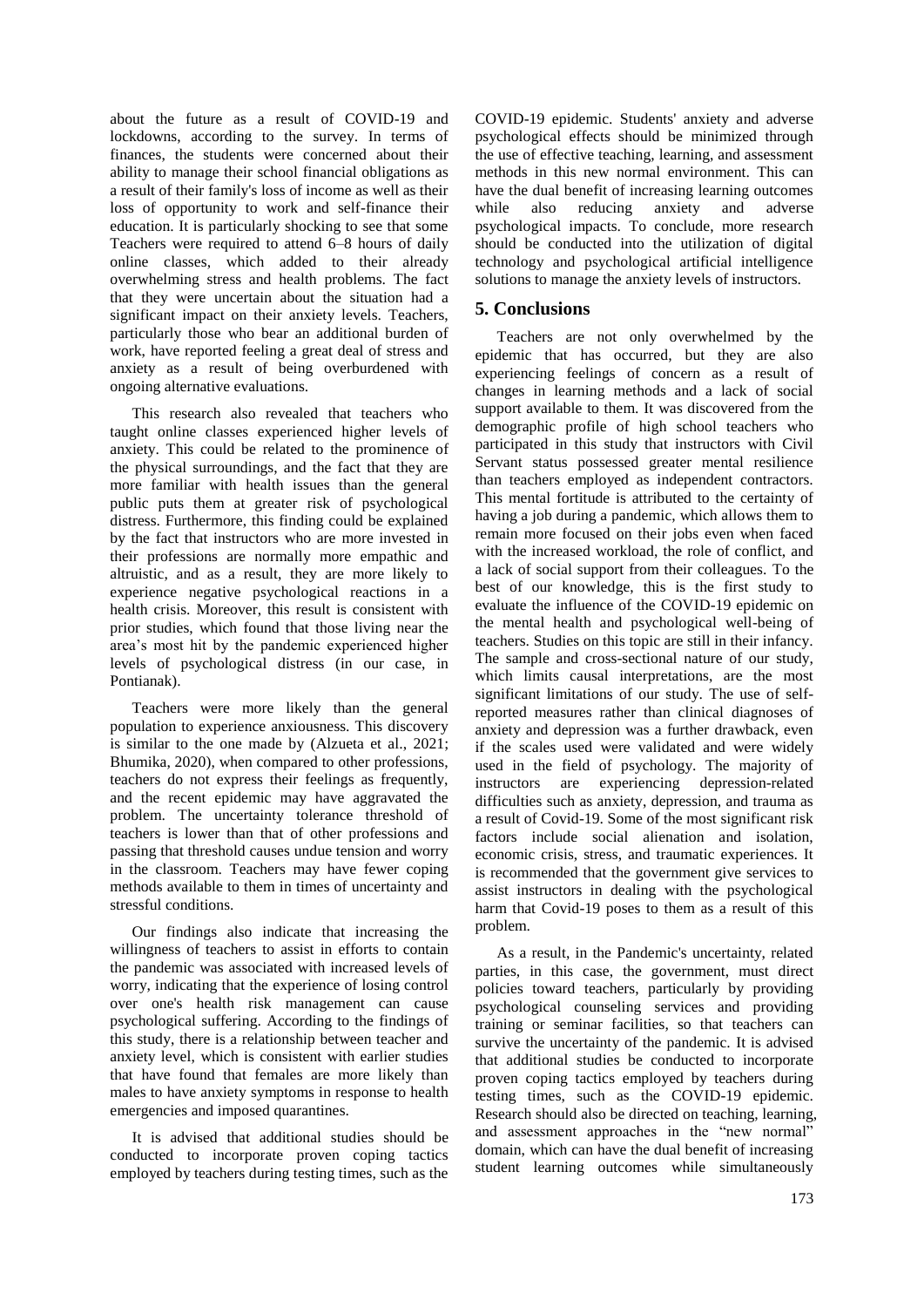about the future as a result of COVID-19 and lockdowns, according to the survey. In terms of finances, the students were concerned about their ability to manage their school financial obligations as a result of their family's loss of income as well as their loss of opportunity to work and self-finance their education. It is particularly shocking to see that some Teachers were required to attend 6–8 hours of daily online classes, which added to their already overwhelming stress and health problems. The fact that they were uncertain about the situation had a significant impact on their anxiety levels. Teachers, particularly those who bear an additional burden of work, have reported feeling a great deal of stress and anxiety as a result of being overburdened with ongoing alternative evaluations.

This research also revealed that teachers who taught online classes experienced higher levels of anxiety. This could be related to the prominence of the physical surroundings, and the fact that they are more familiar with health issues than the general public puts them at greater risk of psychological distress. Furthermore, this finding could be explained by the fact that instructors who are more invested in their professions are normally more empathic and altruistic, and as a result, they are more likely to experience negative psychological reactions in a health crisis. Moreover, this result is consistent with prior studies, which found that those living near the area's most hit by the pandemic experienced higher levels of psychological distress (in our case, in Pontianak).

Teachers were more likely than the general population to experience anxiousness. This discovery is similar to the one made by (Alzueta et al., 2021; Bhumika, 2020), when compared to other professions, teachers do not express their feelings as frequently, and the recent epidemic may have aggravated the problem. The uncertainty tolerance threshold of teachers is lower than that of other professions and passing that threshold causes undue tension and worry in the classroom. Teachers may have fewer coping methods available to them in times of uncertainty and stressful conditions.

Our findings also indicate that increasing the willingness of teachers to assist in efforts to contain the pandemic was associated with increased levels of worry, indicating that the experience of losing control over one's health risk management can cause psychological suffering. According to the findings of this study, there is a relationship between teacher and anxiety level, which is consistent with earlier studies that have found that females are more likely than males to have anxiety symptoms in response to health emergencies and imposed quarantines.

It is advised that additional studies should be conducted to incorporate proven coping tactics employed by teachers during testing times, such as the COVID-19 epidemic. Students' anxiety and adverse psychological effects should be minimized through the use of effective teaching, learning, and assessment methods in this new normal environment. This can have the dual benefit of increasing learning outcomes while also reducing anxiety and adverse psychological impacts. To conclude, more research should be conducted into the utilization of digital technology and psychological artificial intelligence solutions to manage the anxiety levels of instructors.

## 5. Conclusions

Teachers are not only overwhelmed by the epidemic that has occurred, but they are also experiencing feelings of concern as a result of changes in learning methods and a lack of social support available to them. It was discovered from the demographic profile of high school teachers who participated in this study that instructors with Civil Servant status possessed greater mental resilience than teachers employed as independent contractors. This mental fortitude is attributed to the certainty of having a job during a pandemic, which allows them to remain more focused on their jobs even when faced with the increased workload, the role of conflict, and a lack of social support from their colleagues. To the best of our knowledge, this is the first study to evaluate the influence of the COVID-19 epidemic on the mental health and psychological well-being of teachers. Studies on this topic are still in their infancy. The sample and cross-sectional nature of our study, which limits causal interpretations, are the most significant limitations of our study. The use of self-reported measures rather than clinical diagnoses of anxiety and depression was a further drawback, even if the scales used were validated and were widely used in the field of psychology. The majority of instructors are experiencing depression-related difficulties such as anxiety, depression, and trauma as a result of Covid-19. Some of the most significant risk factors include social alienation and isolation, economic crisis, stress, and traumatic experiences. It is recommended that the government give services to assist instructors in dealing with the psychological harm that Covid-19 poses to them as a result of this problem.

As a result, in the Pandemic's uncertainty, related parties, in this case, the government, must direct policies toward teachers, particularly by providing psychological counseling services and providing training or seminar facilities, so that teachers can survive the uncertainty of the pandemic. It is advised that additional studies be conducted to incorporate proven coping tactics employed by teachers during testing times, such as the COVID-19 epidemic. Research should also be directed on teaching, learning, and assessment approaches in the "new normal" domain, which can have the dual benefit of increasing student learning outcomes while simultaneously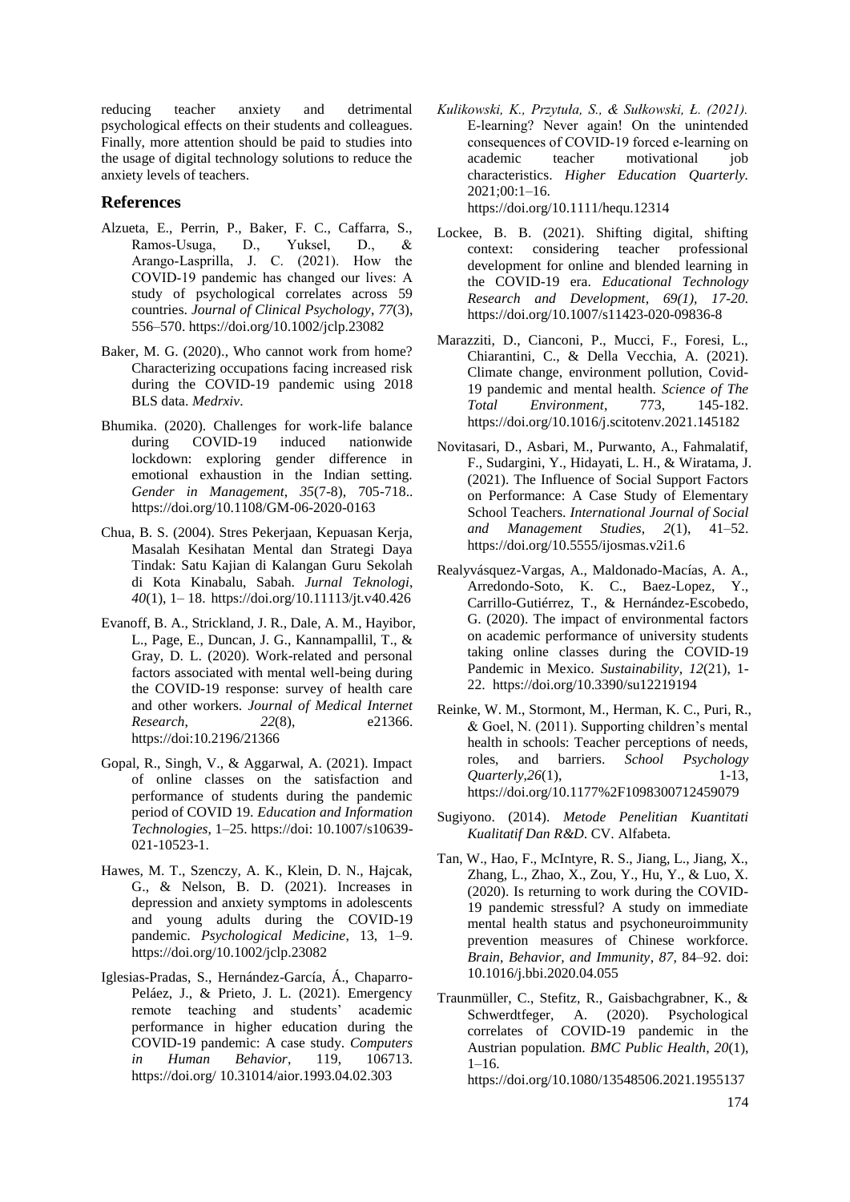reducing teacher anxiety and detrimental psychological effects on their students and colleagues. Finally, more attention should be paid to studies into the usage of digital technology solutions to reduce the anxiety levels of teachers.

## References

Alzueta, E., Perrin, P., Baker, F. C., Caffarra, S., Ramos-Usuga, D., Yuksel, D., & Arango-Lasprilla, J. C. (2021). How the COVID-19 pandemic has changed our lives: A study of psychological correlates across 59 countries. *Journal of Clinical Psychology*, *77*(3), 556–570. https://doi.org/10.1002/jclp.23082

Baker, M. G. (2020)., Who cannot work from home? Characterizing occupations facing increased risk during the COVID-19 pandemic using 2018 BLS data. *Medrxiv*.

Bhumika. (2020). Challenges for work-life balance during COVID-19 induced nationwide lockdown: exploring gender difference in emotional exhaustion in the Indian setting. *Gender in Management*, *35*(7-8), 705-718.. https://doi.org/10.1108/GM-06-2020-0163

Chua, B. S. (2004). Stres Pekerjaan, Kepuasan Kerja, Masalah Kesihatan Mental dan Strategi Daya Tindak: Satu Kajian di Kalangan Guru Sekolah di Kota Kinabalu, Sabah. *Jurnal Teknologi*, *40*(1), 1– 18. https://doi.org/10.11113/jt.v40.426

Evanoff, B. A., Strickland, J. R., Dale, A. M., Hayibor, L., Page, E., Duncan, J. G., Kannampallil, T., & Gray, D. L. (2020). Work-related and personal factors associated with mental well-being during the COVID-19 response: survey of health care and other workers. *Journal of Medical Internet Research*, *22*(8), e21366. https://doi:10.2196/21366

Gopal, R., Singh, V., & Aggarwal, A. (2021). Impact of online classes on the satisfaction and performance of students during the pandemic period of COVID 19. *Education and Information Technologies*, 1–25. https://doi: 10.1007/s10639-021-10523-1.

Hawes, M. T., Szenczy, A. K., Klein, D. N., Hajcak, G., & Nelson, B. D. (2021). Increases in depression and anxiety symptoms in adolescents and young adults during the COVID-19 pandemic. *Psychological Medicine*, 13, 1–9. https://doi.org/10.1002/jclp.23082

Iglesias-Pradas, S., Hernández-García, Á., Chaparro-Peláez, J., & Prieto, J. L. (2021). Emergency remote teaching and students' academic performance in higher education during the COVID-19 pandemic: A case study. *Computers in Human Behavior*, 119, 106713. https://doi.org/ 10.31014/aior.1993.04.02.303

*Kulikowski, K., Przytuła, S., & Sułkowski, Ł. (2021).* E-learning? Never again! On the unintended consequences of COVID-19 forced e-learning on academic teacher motivational job characteristics. *Higher Education Quarterly.* 2021;00:1–16. https://doi.org/10.1111/hequ.12314

Lockee, B. B. (2021). Shifting digital, shifting context: considering teacher professional development for online and blended learning in the COVID-19 era. *Educational Technology Research and Development*, *69(1), 17-20.* https://doi.org/10.1007/s11423-020-09836-8

Marazziti, D., Cianconi, P., Mucci, F., Foresi, L., Chiarantini, C., & Della Vecchia, A. (2021). Climate change, environment pollution, Covid-19 pandemic and mental health. *Science of The Total Environment*, 773, 145-182. https://doi.org/10.1016/j.scitotenv.2021.145182

Novitasari, D., Asbari, M., Purwanto, A., Fahmalatif, F., Sudargini, Y., Hidayati, L. H., & Wiratama, J. (2021). The Influence of Social Support Factors on Performance: A Case Study of Elementary School Teachers. *International Journal of Social and Management Studies*, *2*(1), 41–52. https://doi.org/10.5555/ijosmas.v2i1.6

Realyvásquez-Vargas, A., Maldonado-Macías, A. A., Arredondo-Soto, K. C., Baez-Lopez, Y., Carrillo-Gutiérrez, T., & Hernández-Escobedo, G. (2020). The impact of environmental factors on academic performance of university students taking online classes during the COVID-19 Pandemic in Mexico. *Sustainability*, *12*(21), 1-22. https://doi.org/10.3390/su12219194

Reinke, W. M., Stormont, M., Herman, K. C., Puri, R., & Goel, N. (2011). Supporting children's mental health in schools: Teacher perceptions of needs, roles, and barriers. *School Psychology Quarterly*,*26*(1), 1-13, https://doi.org/10.1177%2F1098300712459079

Sugiyono. (2014). *Metode Penelitian Kuantitati Kualitatif Dan R&D*. CV. Alfabeta.

Tan, W., Hao, F., McIntyre, R. S., Jiang, L., Jiang, X., Zhang, L., Zhao, X., Zou, Y., Hu, Y., & Luo, X. (2020). Is returning to work during the COVID-19 pandemic stressful? A study on immediate mental health status and psychoneuroimmunity prevention measures of Chinese workforce. *Brain, Behavior, and Immunity*, *87*, 84–92. doi: 10.1016/j.bbi.2020.04.055

Traunmüller, C., Stefitz, R., Gaisbachgrabner, K., & Schwerdtfeger, A. (2020). Psychological correlates of COVID-19 pandemic in the Austrian population. *BMC Public Health*, *20*(1), 1–16. https://doi.org/10.1080/13548506.2021.1955137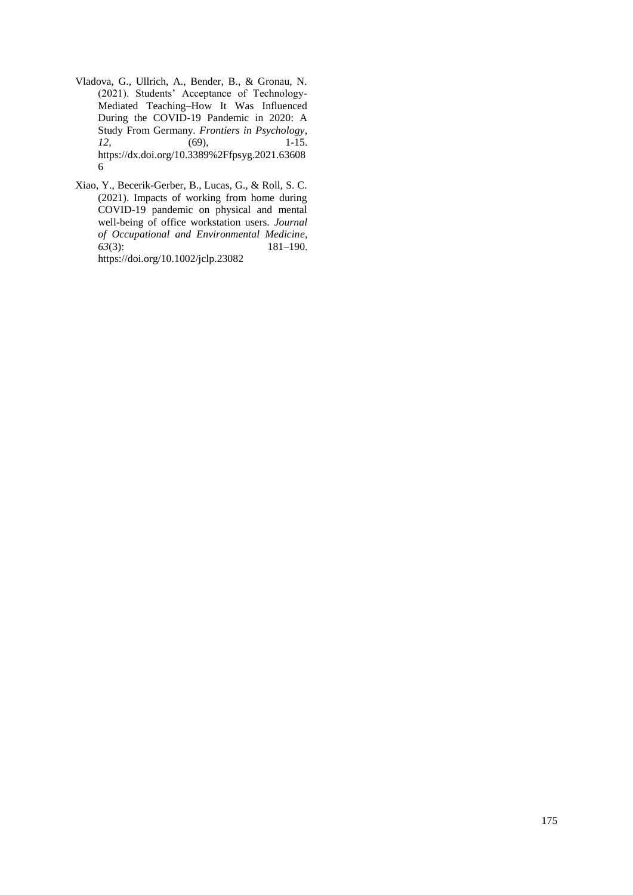Vladova, G., Ullrich, A., Bender, B., & Gronau, N. (2021). Students' Acceptance of Technology-Mediated Teaching–How It Was Influenced During the COVID-19 Pandemic in 2020: A Study From Germany. *Frontiers in Psychology*, *12*, (69), 1-15. https://dx.doi.org/10.3389%2Ffpsyg.2021.636086

Xiao, Y., Becerik-Gerber, B., Lucas, G., & Roll, S. C. (2021). Impacts of working from home during COVID-19 pandemic on physical and mental well-being of office workstation users. *Journal of Occupational and Environmental Medicine*, *63*(3): 181–190. https://doi.org/10.1002/jclp.23082